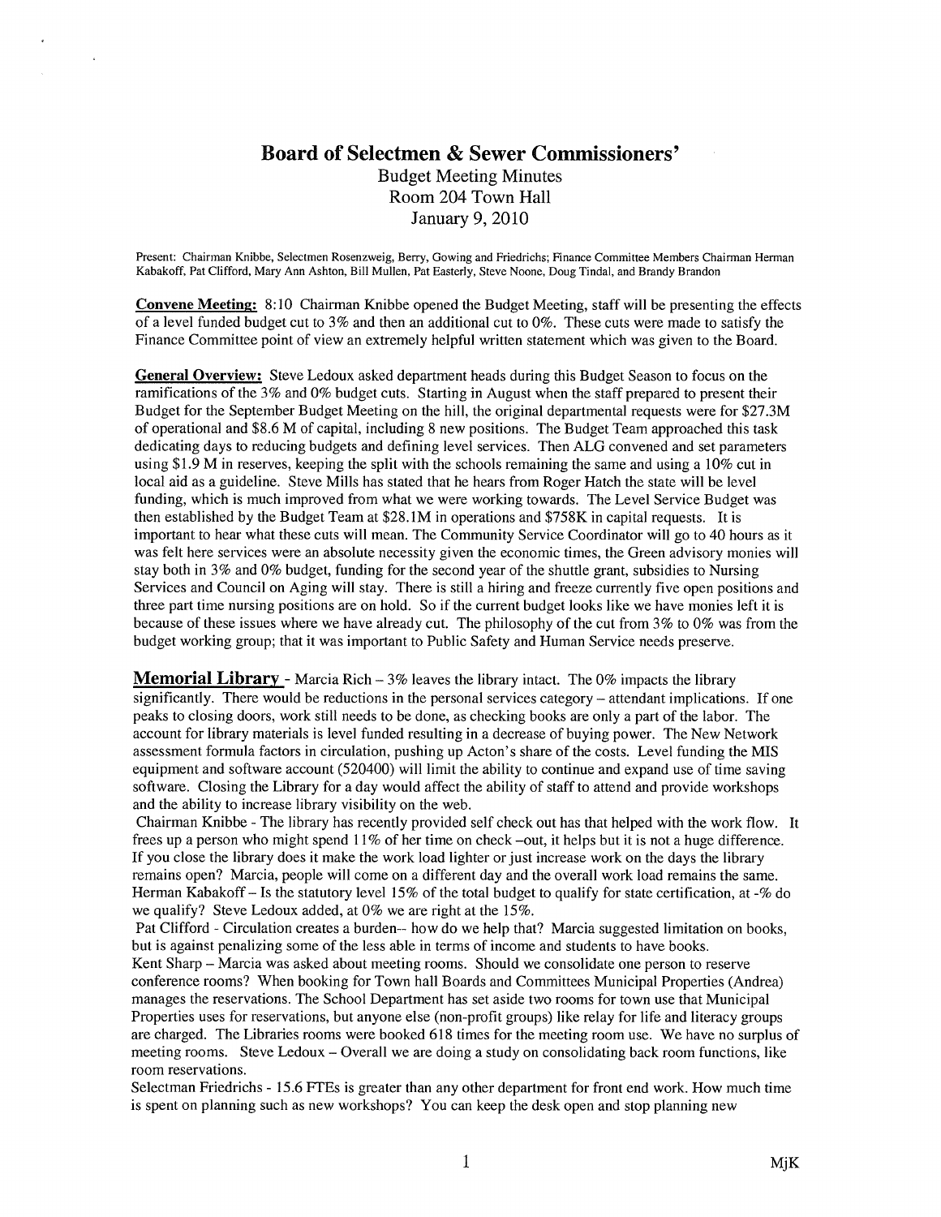# Board of Selectmen & Sewer Commissioners'

Budget Meeting Minutes
Room 204 Town Hall
January 9, 2010

Present: Chairman Knibbe, Selectmen Rosenzweig, Berry, Gowing and Friedrichs; Finance Committee Members Chairman Herman Kabakoff, Pat Clifford, Mary Ann Ashton, Bill Mullen, Pat Easterly, Steve Noone, Doug Tindal, and Brandy Brandon

**Convene Meeting:** 8:10 Chairman Knibbe opened the Budget Meeting, staff will be presenting the effects of a level funded budget cut to 3% and then an additional cut to 0%. These cuts were made to satisfy the Finance Committee point of view an extremely helpful written statement which was given to the Board.

**General Overview:** Steve Ledoux asked department heads during this Budget Season to focus on the ramifications of the 3% and 0% budget cuts. Starting in August when the staff prepared to present their Budget for the September Budget Meeting on the hill, the original departmental requests were for $27.3M of operational and $8.6 M of capital, including 8 new positions. The Budget Team approached this task dedicating days to reducing budgets and defining level services. Then ALG convened and set parameters using $1.9 M in reserves, keeping the split with the schools remaining the same and using a 10% cut in local aid as a guideline. Steve Mills has stated that he hears from Roger Hatch the state will be level funding, which is much improved from what we were working towards. The Level Service Budget was then established by the Budget Team at $28.1M in operations and $758K in capital requests. It is important to hear what these cuts will mean. The Community Service Coordinator will go to 40 hours as it was felt here services were an absolute necessity given the economic times, the Green advisory monies will stay both in 3% and 0% budget, funding for the second year of the shuttle grant, subsidies to Nursing Services and Council on Aging will stay. There is still a hiring and freeze currently five open positions and three part time nursing positions are on hold. So if the current budget looks like we have monies left it is because of these issues where we have already cut. The philosophy of the cut from 3% to 0% was from the budget working group; that it was important to Public Safety and Human Service needs preserve.

**Memorial Library** - Marcia Rich – 3% leaves the library intact. The 0% impacts the library significantly. There would be reductions in the personal services category – attendant implications. If one peaks to closing doors, work still needs to be done, as checking books are only a part of the labor. The account for library materials is level funded resulting in a decrease of buying power. The New Network assessment formula factors in circulation, pushing up Acton's share of the costs. Level funding the MIS equipment and software account (520400) will limit the ability to continue and expand use of time saving software. Closing the Library for a day would affect the ability of staff to attend and provide workshops and the ability to increase library visibility on the web.

Chairman Knibbe - The library has recently provided self check out has that helped with the work flow. It frees up a person who might spend 11% of her time on check –out, it helps but it is not a huge difference. If you close the library does it make the work load lighter or just increase work on the days the library remains open? Marcia, people will come on a different day and the overall work load remains the same.
Herman Kabakoff – Is the statutory level 15% of the total budget to qualify for state certification, at -% do we qualify? Steve Ledoux added, at 0% we are right at the 15%.

Pat Clifford - Circulation creates a burden-- how do we help that? Marcia suggested limitation on books, but is against penalizing some of the less able in terms of income and students to have books.

Kent Sharp – Marcia was asked about meeting rooms. Should we consolidate one person to reserve conference rooms? When booking for Town hall Boards and Committees Municipal Properties (Andrea) manages the reservations. The School Department has set aside two rooms for town use that Municipal Properties uses for reservations, but anyone else (non-profit groups) like relay for life and literacy groups are charged. The Libraries rooms were booked 618 times for the meeting room use. We have no surplus of meeting rooms. Steve Ledoux – Overall we are doing a study on consolidating back room functions, like room reservations.

Selectman Friedrichs - 15.6 FTEs is greater than any other department for front end work. How much time is spent on planning such as new workshops? You can keep the desk open and stop planning new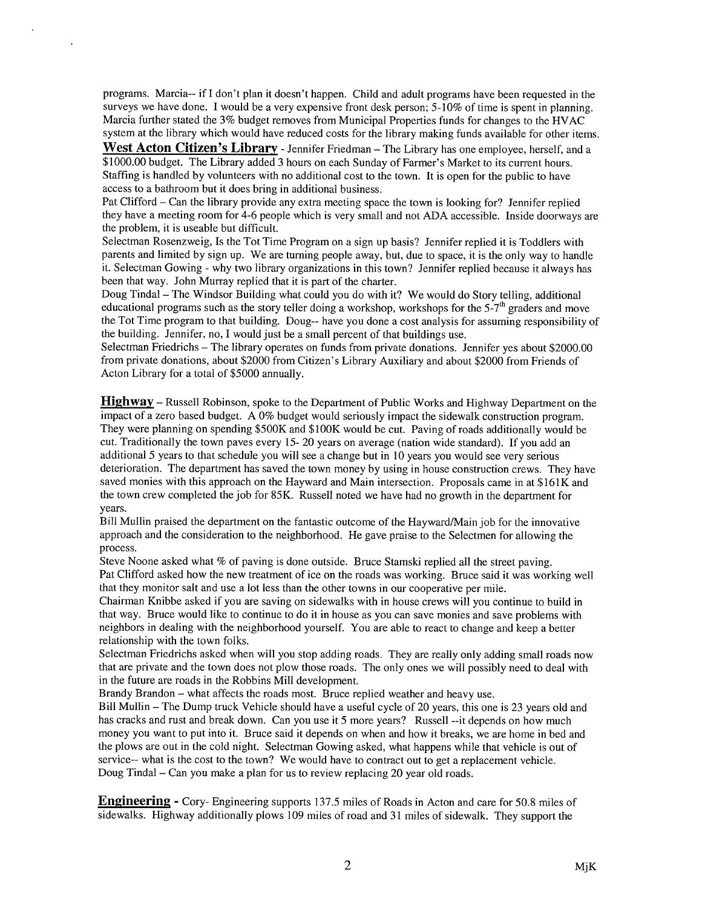programs. Marcia-- if I don't plan it doesn't happen. Child and adult programs have been requested in the surveys we have done. I would be a very expensive front desk person; 5-10% of time is spent in planning. Marcia further stated the 3% budget removes from Municipal Properties funds for changes to the HVAC system at the library which would have reduced costs for the library making funds available for other items.

**West Acton Citizen's Library** - Jennifer Friedman – The Library has one employee, herself, and a $1000.00 budget. The Library added 3 hours on each Sunday of Farmer's Market to its current hours. Staffing is handled by volunteers with no additional cost to the town. It is open for the public to have access to a bathroom but it does bring in additional business.

Pat Clifford – Can the library provide any extra meeting space the town is looking for? Jennifer replied they have a meeting room for 4-6 people which is very small and not ADA accessible. Inside doorways are the problem, it is useable but difficult.

Selectman Rosenzweig, Is the Tot Time Program on a sign up basis? Jennifer replied it is Toddlers with parents and limited by sign up. We are turning people away, but, due to space, it is the only way to handle it. Selectman Gowing - why two library organizations in this town? Jennifer replied because it always has been that way. John Murray replied that it is part of the charter.

Doug Tindal – The Windsor Building what could you do with it? We would do Story telling, additional educational programs such as the story teller doing a workshop, workshops for the 5-7th graders and move the Tot Time program to that building. Doug-- have you done a cost analysis for assuming responsibility of the building. Jennifer, no, I would just be a small percent of that buildings use.

Selectman Friedrichs – The library operates on funds from private donations. Jennifer yes about $2000.00 from private donations, about $2000 from Citizen's Library Auxiliary and about $2000 from Friends of Acton Library for a total of $5000 annually.

**Highway** – Russell Robinson, spoke to the Department of Public Works and Highway Department on the impact of a zero based budget. A 0% budget would seriously impact the sidewalk construction program. They were planning on spending $500K and $100K would be cut. Paving of roads additionally would be cut. Traditionally the town paves every 15- 20 years on average (nation wide standard). If you add an additional 5 years to that schedule you will see a change but in 10 years you would see very serious deterioration. The department has saved the town money by using in house construction crews. They have saved monies with this approach on the Hayward and Main intersection. Proposals came in at $161K and the town crew completed the job for 85K. Russell noted we have had no growth in the department for years.

Bill Mullin praised the department on the fantastic outcome of the Hayward/Main job for the innovative approach and the consideration to the neighborhood. He gave praise to the Selectmen for allowing the process.

Steve Noone asked what % of paving is done outside. Bruce Stamski replied all the street paving.

Pat Clifford asked how the new treatment of ice on the roads was working. Bruce said it was working well that they monitor salt and use a lot less than the other towns in our cooperative per mile.

Chairman Knibbe asked if you are saving on sidewalks with in house crews will you continue to build in that way. Bruce would like to continue to do it in house as you can save monies and save problems with neighbors in dealing with the neighborhood yourself. You are able to react to change and keep a better relationship with the town folks.

Selectman Friedrichs asked when will you stop adding roads. They are really only adding small roads now that are private and the town does not plow those roads. The only ones we will possibly need to deal with in the future are roads in the Robbins Mill development.

Brandy Brandon – what affects the roads most. Bruce replied weather and heavy use.

Bill Mullin – The Dump truck Vehicle should have a useful cycle of 20 years, this one is 23 years old and has cracks and rust and break down. Can you use it 5 more years? Russell --it depends on how much money you want to put into it. Bruce said it depends on when and how it breaks, we are home in bed and the plows are out in the cold night. Selectman Gowing asked, what happens while that vehicle is out of service-- what is the cost to the town? We would have to contract out to get a replacement vehicle.

Doug Tindal – Can you make a plan for us to review replacing 20 year old roads.

**Engineering** - Cory- Engineering supports 137.5 miles of Roads in Acton and care for 50.8 miles of sidewalks. Highway additionally plows 109 miles of road and 31 miles of sidewalk. They support the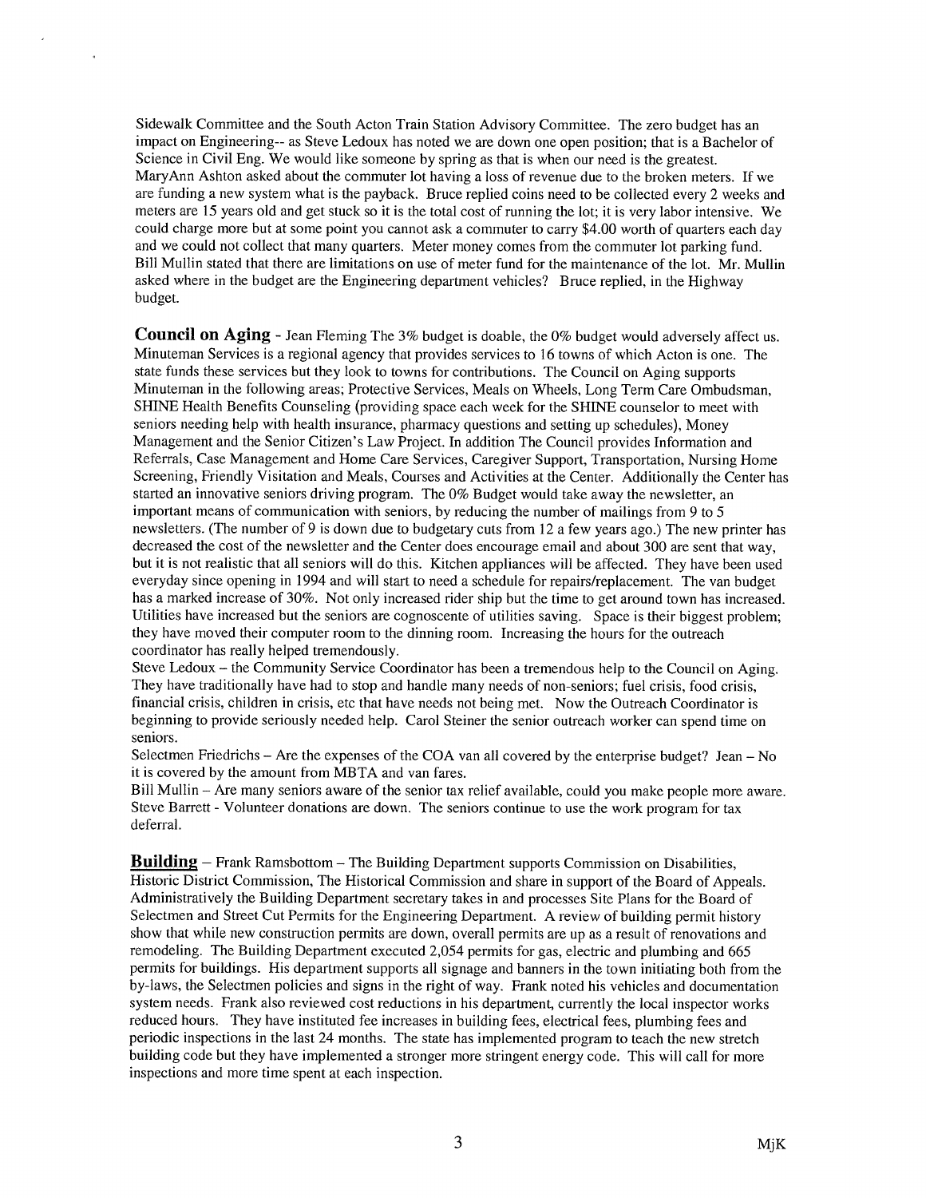Sidewalk Committee and the South Acton Train Station Advisory Committee. The zero budget has an impact on Engineering-- as Steve Ledoux has noted we are down one open position; that is a Bachelor of Science in Civil Eng. We would like someone by spring as that is when our need is the greatest. MaryAnn Ashton asked about the commuter lot having a loss of revenue due to the broken meters. If we are funding a new system what is the payback. Bruce replied coins need to be collected every 2 weeks and meters are 15 years old and get stuck so it is the total cost of running the lot; it is very labor intensive. We could charge more but at some point you cannot ask a commuter to carry $4.00 worth of quarters each day and we could not collect that many quarters. Meter money comes from the commuter lot parking fund. Bill Mullin stated that there are limitations on use of meter fund for the maintenance of the lot. Mr. Mullin asked where in the budget are the Engineering department vehicles? Bruce replied, in the Highway budget.

**Council on Aging** - Jean Fleming The 3% budget is doable, the 0% budget would adversely affect us. Minuteman Services is a regional agency that provides services to 16 towns of which Acton is one. The state funds these services but they look to towns for contributions. The Council on Aging supports Minuteman in the following areas; Protective Services, Meals on Wheels, Long Term Care Ombudsman, SHINE Health Benefits Counseling (providing space each week for the SHINE counselor to meet with seniors needing help with health insurance, pharmacy questions and setting up schedules), Money Management and the Senior Citizen's Law Project. In addition The Council provides Information and Referrals, Case Management and Home Care Services, Caregiver Support, Transportation, Nursing Home Screening, Friendly Visitation and Meals, Courses and Activities at the Center. Additionally the Center has started an innovative seniors driving program. The 0% Budget would take away the newsletter, an important means of communication with seniors, by reducing the number of mailings from 9 to 5 newsletters. (The number of 9 is down due to budgetary cuts from 12 a few years ago.) The new printer has decreased the cost of the newsletter and the Center does encourage email and about 300 are sent that way, but it is not realistic that all seniors will do this. Kitchen appliances will be affected. They have been used everyday since opening in 1994 and will start to need a schedule for repairs/replacement. The van budget has a marked increase of 30%. Not only increased rider ship but the time to get around town has increased. Utilities have increased but the seniors are cognoscente of utilities saving. Space is their biggest problem; they have moved their computer room to the dinning room. Increasing the hours for the outreach coordinator has really helped tremendously.

Steve Ledoux – the Community Service Coordinator has been a tremendous help to the Council on Aging. They have traditionally have had to stop and handle many needs of non-seniors; fuel crisis, food crisis, financial crisis, children in crisis, etc that have needs not being met. Now the Outreach Coordinator is beginning to provide seriously needed help. Carol Steiner the senior outreach worker can spend time on seniors.

Selectmen Friedrichs – Are the expenses of the COA van all covered by the enterprise budget? Jean – No it is covered by the amount from MBTA and van fares.

Bill Mullin – Are many seniors aware of the senior tax relief available, could you make people more aware. Steve Barrett - Volunteer donations are down. The seniors continue to use the work program for tax deferral.

**Building** – Frank Ramsbottom – The Building Department supports Commission on Disabilities, Historic District Commission, The Historical Commission and share in support of the Board of Appeals. Administratively the Building Department secretary takes in and processes Site Plans for the Board of Selectmen and Street Cut Permits for the Engineering Department. A review of building permit history show that while new construction permits are down, overall permits are up as a result of renovations and remodeling. The Building Department executed 2,054 permits for gas, electric and plumbing and 665 permits for buildings. His department supports all signage and banners in the town initiating both from the by-laws, the Selectmen policies and signs in the right of way. Frank noted his vehicles and documentation system needs. Frank also reviewed cost reductions in his department, currently the local inspector works reduced hours. They have instituted fee increases in building fees, electrical fees, plumbing fees and periodic inspections in the last 24 months. The state has implemented program to teach the new stretch building code but they have implemented a stronger more stringent energy code. This will call for more inspections and more time spent at each inspection.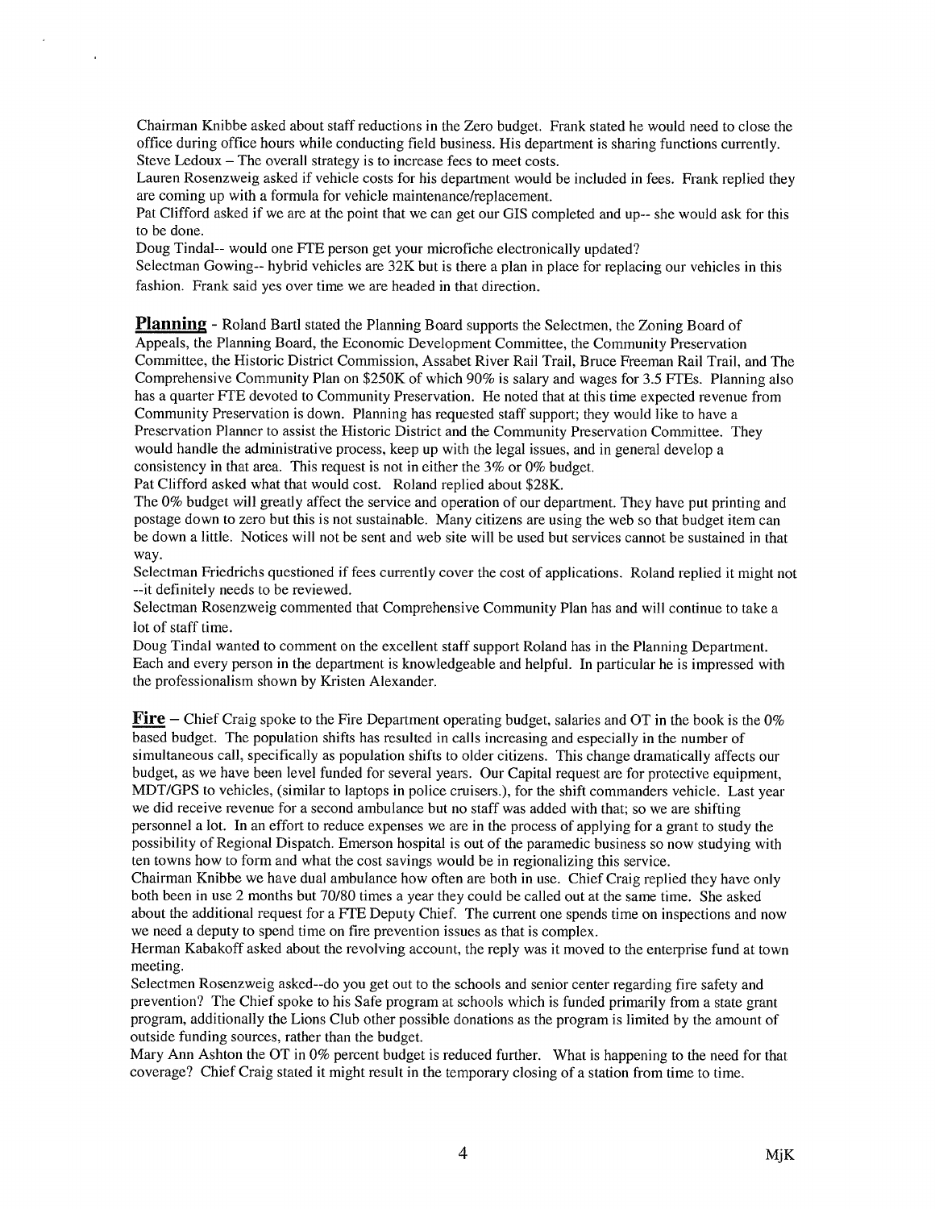Chairman Knibbe asked about staff reductions in the Zero budget. Frank stated he would need to close the office during office hours while conducting field business. His department is sharing functions currently.
Steve Ledoux – The overall strategy is to increase fees to meet costs.
Lauren Rosenzweig asked if vehicle costs for his department would be included in fees. Frank replied they are coming up with a formula for vehicle maintenance/replacement.
Pat Clifford asked if we are at the point that we can get our GIS completed and up-- she would ask for this to be done.
Doug Tindal-- would one FTE person get your microfiche electronically updated?
Selectman Gowing-- hybrid vehicles are 32K but is there a plan in place for replacing our vehicles in this fashion. Frank said yes over time we are headed in that direction.

**Planning** - Roland Bartl stated the Planning Board supports the Selectmen, the Zoning Board of Appeals, the Planning Board, the Economic Development Committee, the Community Preservation Committee, the Historic District Commission, Assabet River Rail Trail, Bruce Freeman Rail Trail, and The Comprehensive Community Plan on $250K of which 90% is salary and wages for 3.5 FTEs. Planning also has a quarter FTE devoted to Community Preservation. He noted that at this time expected revenue from Community Preservation is down. Planning has requested staff support; they would like to have a Preservation Planner to assist the Historic District and the Community Preservation Committee. They would handle the administrative process, keep up with the legal issues, and in general develop a consistency in that area. This request is not in either the 3% or 0% budget.
Pat Clifford asked what that would cost. Roland replied about $28K.
The 0% budget will greatly affect the service and operation of our department. They have put printing and postage down to zero but this is not sustainable. Many citizens are using the web so that budget item can be down a little. Notices will not be sent and web site will be used but services cannot be sustained in that way.
Selectman Friedrichs questioned if fees currently cover the cost of applications. Roland replied it might not --it definitely needs to be reviewed.
Selectman Rosenzweig commented that Comprehensive Community Plan has and will continue to take a lot of staff time.
Doug Tindal wanted to comment on the excellent staff support Roland has in the Planning Department. Each and every person in the department is knowledgeable and helpful. In particular he is impressed with the professionalism shown by Kristen Alexander.

**Fire** – Chief Craig spoke to the Fire Department operating budget, salaries and OT in the book is the 0% based budget. The population shifts has resulted in calls increasing and especially in the number of simultaneous call, specifically as population shifts to older citizens. This change dramatically affects our budget, as we have been level funded for several years. Our Capital request are for protective equipment, MDT/GPS to vehicles, (similar to laptops in police cruisers.), for the shift commanders vehicle. Last year we did receive revenue for a second ambulance but no staff was added with that; so we are shifting personnel a lot. In an effort to reduce expenses we are in the process of applying for a grant to study the possibility of Regional Dispatch. Emerson hospital is out of the paramedic business so now studying with ten towns how to form and what the cost savings would be in regionalizing this service.
Chairman Knibbe we have dual ambulance how often are both in use. Chief Craig replied they have only both been in use 2 months but 70/80 times a year they could be called out at the same time. She asked about the additional request for a FTE Deputy Chief. The current one spends time on inspections and now we need a deputy to spend time on fire prevention issues as that is complex.
Herman Kabakoff asked about the revolving account, the reply was it moved to the enterprise fund at town meeting.
Selectmen Rosenzweig asked--do you get out to the schools and senior center regarding fire safety and prevention? The Chief spoke to his Safe program at schools which is funded primarily from a state grant program, additionally the Lions Club other possible donations as the program is limited by the amount of outside funding sources, rather than the budget.
Mary Ann Ashton the OT in 0% percent budget is reduced further. What is happening to the need for that coverage? Chief Craig stated it might result in the temporary closing of a station from time to time.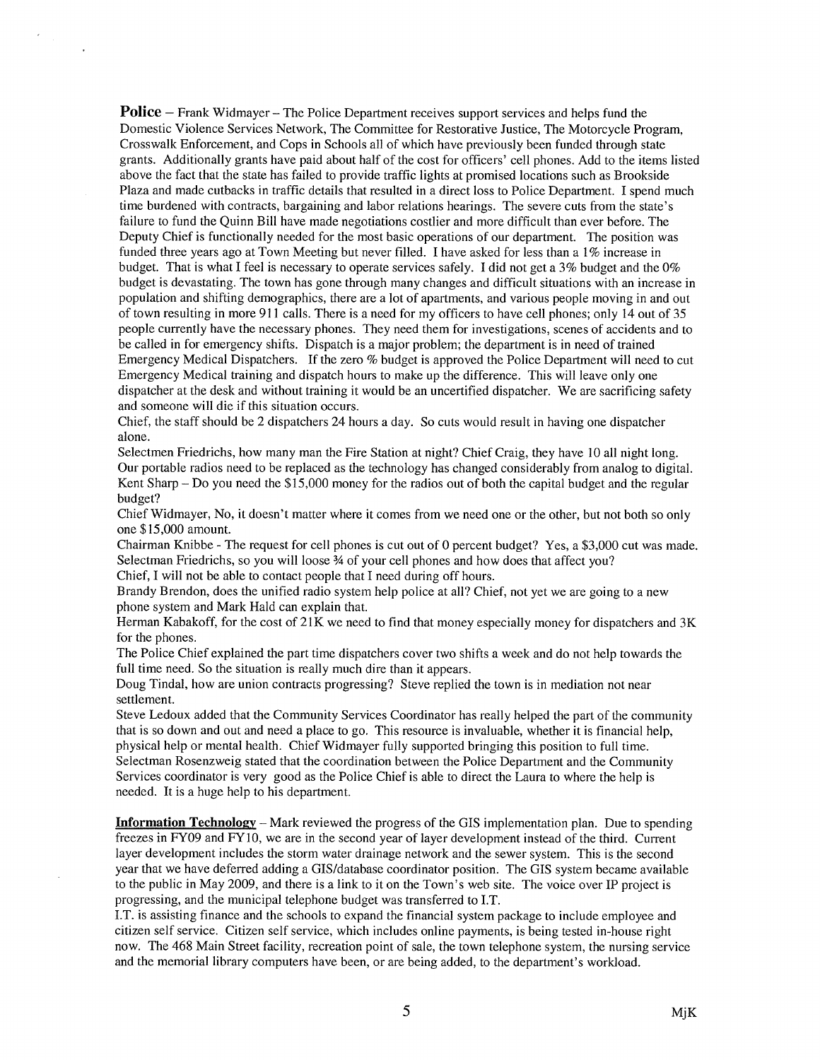**Police** – Frank Widmayer – The Police Department receives support services and helps fund the Domestic Violence Services Network, The Committee for Restorative Justice, The Motorcycle Program, Crosswalk Enforcement, and Cops in Schools all of which have previously been funded through state grants. Additionally grants have paid about half of the cost for officers' cell phones. Add to the items listed above the fact that the state has failed to provide traffic lights at promised locations such as Brookside Plaza and made cutbacks in traffic details that resulted in a direct loss to Police Department. I spend much time burdened with contracts, bargaining and labor relations hearings. The severe cuts from the state's failure to fund the Quinn Bill have made negotiations costlier and more difficult than ever before. The Deputy Chief is functionally needed for the most basic operations of our department. The position was funded three years ago at Town Meeting but never filled. I have asked for less than a 1% increase in budget. That is what I feel is necessary to operate services safely. I did not get a 3% budget and the 0% budget is devastating. The town has gone through many changes and difficult situations with an increase in population and shifting demographics, there are a lot of apartments, and various people moving in and out of town resulting in more 911 calls. There is a need for my officers to have cell phones; only 14 out of 35 people currently have the necessary phones. They need them for investigations, scenes of accidents and to be called in for emergency shifts. Dispatch is a major problem; the department is in need of trained Emergency Medical Dispatchers. If the zero % budget is approved the Police Department will need to cut Emergency Medical training and dispatch hours to make up the difference. This will leave only one dispatcher at the desk and without training it would be an uncertified dispatcher. We are sacrificing safety and someone will die if this situation occurs.

Chief, the staff should be 2 dispatchers 24 hours a day. So cuts would result in having one dispatcher alone.

Selectmen Friedrichs, how many man the Fire Station at night? Chief Craig, they have 10 all night long. Our portable radios need to be replaced as the technology has changed considerably from analog to digital. Kent Sharp – Do you need the $15,000 money for the radios out of both the capital budget and the regular budget?

Chief Widmayer, No, it doesn't matter where it comes from we need one or the other, but not both so only one $15,000 amount.

Chairman Knibbe - The request for cell phones is cut out of 0 percent budget? Yes, a $3,000 cut was made. Selectman Friedrichs, so you will loose ¾ of your cell phones and how does that affect you?

Chief, I will not be able to contact people that I need during off hours.

Brandy Brendon, does the unified radio system help police at all? Chief, not yet we are going to a new phone system and Mark Hald can explain that.

Herman Kabakoff, for the cost of 21K we need to find that money especially money for dispatchers and 3K for the phones.

The Police Chief explained the part time dispatchers cover two shifts a week and do not help towards the full time need. So the situation is really much dire than it appears.

Doug Tindal, how are union contracts progressing? Steve replied the town is in mediation not near settlement.

Steve Ledoux added that the Community Services Coordinator has really helped the part of the community that is so down and out and need a place to go. This resource is invaluable, whether it is financial help, physical help or mental health. Chief Widmayer fully supported bringing this position to full time. Selectman Rosenzweig stated that the coordination between the Police Department and the Community Services coordinator is very good as the Police Chief is able to direct the Laura to where the help is needed. It is a huge help to his department.

**Information Technology** – Mark reviewed the progress of the GIS implementation plan. Due to spending freezes in FY09 and FY10, we are in the second year of layer development instead of the third. Current layer development includes the storm water drainage network and the sewer system. This is the second year that we have deferred adding a GIS/database coordinator position. The GIS system became available to the public in May 2009, and there is a link to it on the Town's web site. The voice over IP project is progressing, and the municipal telephone budget was transferred to I.T.

I.T. is assisting finance and the schools to expand the financial system package to include employee and citizen self service. Citizen self service, which includes online payments, is being tested in-house right now. The 468 Main Street facility, recreation point of sale, the town telephone system, the nursing service and the memorial library computers have been, or are being added, to the department's workload.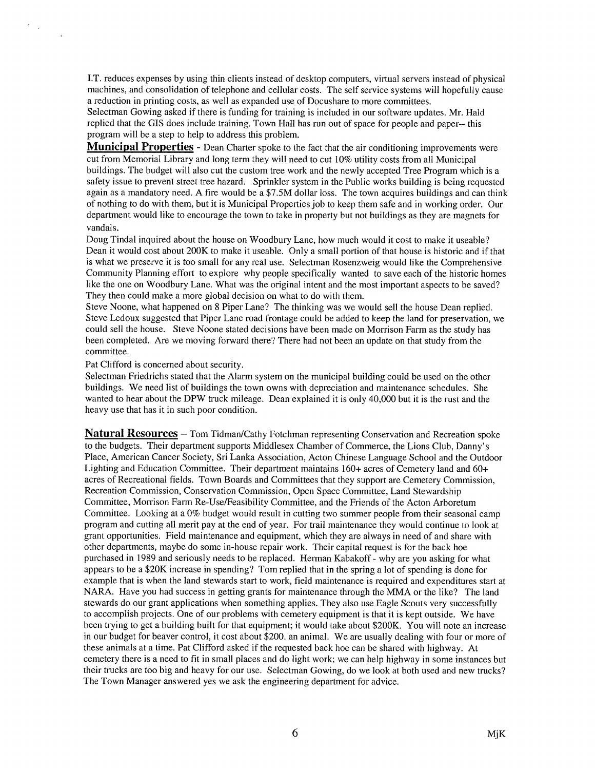I.T. reduces expenses by using thin clients instead of desktop computers, virtual servers instead of physical machines, and consolidation of telephone and cellular costs. The self service systems will hopefully cause a reduction in printing costs, as well as expanded use of Docushare to more committees.
Selectman Gowing asked if there is funding for training is included in our software updates. Mr. Hald replied that the GIS does include training. Town Hall has run out of space for people and paper-- this program will be a step to help to address this problem.

**Municipal Properties** - Dean Charter spoke to the fact that the air conditioning improvements were cut from Memorial Library and long term they will need to cut 10% utility costs from all Municipal buildings. The budget will also cut the custom tree work and the newly accepted Tree Program which is a safety issue to prevent street tree hazard. Sprinkler system in the Public works building is being requested again as a mandatory need. A fire would be a $7.5M dollar loss. The town acquires buildings and can think of nothing to do with them, but it is Municipal Properties job to keep them safe and in working order. Our department would like to encourage the town to take in property but not buildings as they are magnets for vandals.

Doug Tindal inquired about the house on Woodbury Lane, how much would it cost to make it useable? Dean it would cost about 200K to make it useable. Only a small portion of that house is historic and if that is what we preserve it is too small for any real use. Selectman Rosenzweig would like the Comprehensive Community Planning effort to explore why people specifically wanted to save each of the historic homes like the one on Woodbury Lane. What was the original intent and the most important aspects to be saved? They then could make a more global decision on what to do with them.

Steve Noone, what happened on 8 Piper Lane? The thinking was we would sell the house Dean replied. Steve Ledoux suggested that Piper Lane road frontage could be added to keep the land for preservation, we could sell the house. Steve Noone stated decisions have been made on Morrison Farm as the study has been completed. Are we moving forward there? There had not been an update on that study from the committee.

Pat Clifford is concerned about security.

Selectman Friedrichs stated that the Alarm system on the municipal building could be used on the other buildings. We need list of buildings the town owns with depreciation and maintenance schedules. She wanted to hear about the DPW truck mileage. Dean explained it is only 40,000 but it is the rust and the heavy use that has it in such poor condition.

**Natural Resources** – Tom Tidman/Cathy Fotchman representing Conservation and Recreation spoke to the budgets. Their department supports Middlesex Chamber of Commerce, the Lions Club, Danny's Place, American Cancer Society, Sri Lanka Association, Acton Chinese Language School and the Outdoor Lighting and Education Committee. Their department maintains 160+ acres of Cemetery land and 60+ acres of Recreational fields. Town Boards and Committees that they support are Cemetery Commission, Recreation Commission, Conservation Commission, Open Space Committee, Land Stewardship Committee, Morrison Farm Re-Use/Feasibility Committee, and the Friends of the Acton Arboretum Committee. Looking at a 0% budget would result in cutting two summer people from their seasonal camp program and cutting all merit pay at the end of year. For trail maintenance they would continue to look at grant opportunities. Field maintenance and equipment, which they are always in need of and share with other departments, maybe do some in-house repair work. Their capital request is for the back hoe purchased in 1989 and seriously needs to be replaced. Herman Kabakoff - why are you asking for what appears to be a $20K increase in spending? Tom replied that in the spring a lot of spending is done for example that is when the land stewards start to work, field maintenance is required and expenditures start at NARA. Have you had success in getting grants for maintenance through the MMA or the like? The land stewards do our grant applications when something applies. They also use Eagle Scouts very successfully to accomplish projects. One of our problems with cemetery equipment is that it is kept outside. We have been trying to get a building built for that equipment; it would take about $200K. You will note an increase in our budget for beaver control, it cost about $200. an animal. We are usually dealing with four or more of these animals at a time. Pat Clifford asked if the requested back hoe can be shared with highway. At cemetery there is a need to fit in small places and do light work; we can help highway in some instances but their trucks are too big and heavy for our use. Selectman Gowing, do we look at both used and new trucks? The Town Manager answered yes we ask the engineering department for advice.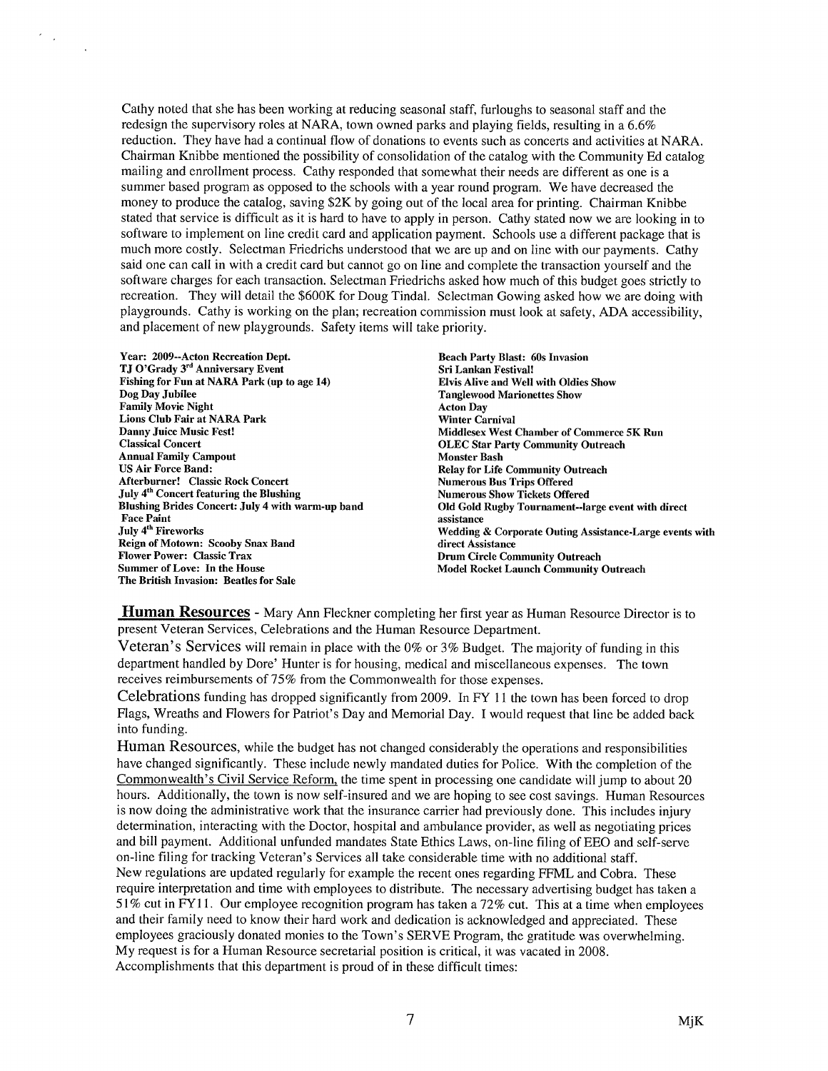Cathy noted that she has been working at reducing seasonal staff, furloughs to seasonal staff and the redesign the supervisory roles at NARA, town owned parks and playing fields, resulting in a 6.6% reduction. They have had a continual flow of donations to events such as concerts and activities at NARA. Chairman Knibbe mentioned the possibility of consolidation of the catalog with the Community Ed catalog mailing and enrollment process. Cathy responded that somewhat their needs are different as one is a summer based program as opposed to the schools with a year round program. We have decreased the money to produce the catalog, saving $2K by going out of the local area for printing. Chairman Knibbe stated that service is difficult as it is hard to have to apply in person. Cathy stated now we are looking in to software to implement on line credit card and application payment. Schools use a different package that is much more costly. Selectman Friedrichs understood that we are up and on line with our payments. Cathy said one can call in with a credit card but cannot go on line and complete the transaction yourself and the software charges for each transaction. Selectman Friedrichs asked how much of this budget goes strictly to recreation. They will detail the $600K for Doug Tindal. Selectman Gowing asked how we are doing with playgrounds. Cathy is working on the plan; recreation commission must look at safety, ADA accessibility, and placement of new playgrounds. Safety items will take priority.

**Year: 2009--Acton Recreation Dept.**
**TJ O'Grady 3rd Anniversary Event**
**Fishing for Fun at NARA Park (up to age 14)**
**Dog Day Jubilee**
**Family Movie Night**
**Lions Club Fair at NARA Park**
**Danny Juice Music Fest!**
**Classical Concert**
**Annual Family Campout**
**US Air Force Band:**
**Afterburner! Classic Rock Concert**
**July 4th Concert featuring the Blushing**
**Blushing Brides Concert: July 4 with warm-up band**
**Face Paint**
**July 4th Fireworks**
**Reign of Motown: Scooby Snax Band**
**Flower Power: Classic Trax**
**Summer of Love: In the House**
**The British Invasion: Beatles for Sale**
**Beach Party Blast: 60s Invasion**
**Sri Lankan Festival!**
**Elvis Alive and Well with Oldies Show**
**Tanglewood Marionettes Show**
**Acton Day**
**Winter Carnival**
**Middlesex West Chamber of Commerce 5K Run**
**OLEC Star Party Community Outreach**
**Monster Bash**
**Relay for Life Community Outreach**
**Numerous Bus Trips Offered**
**Numerous Show Tickets Offered**
**Old Gold Rugby Tournament--large event with direct assistance**
**Wedding & Corporate Outing Assistance-Large events with direct Assistance**
**Drum Circle Community Outreach**
**Model Rocket Launch Community Outreach**

**Human Resources** - Mary Ann Fleckner completing her first year as Human Resource Director is to present Veteran Services, Celebrations and the Human Resource Department.

Veteran's Services will remain in place with the 0% or 3% Budget. The majority of funding in this department handled by Dore' Hunter is for housing, medical and miscellaneous expenses. The town receives reimbursements of 75% from the Commonwealth for those expenses.

Celebrations funding has dropped significantly from 2009. In FY 11 the town has been forced to drop Flags, Wreaths and Flowers for Patriot's Day and Memorial Day. I would request that line be added back into funding.

Human Resources, while the budget has not changed considerably the operations and responsibilities have changed significantly. These include newly mandated duties for Police. With the completion of the Commonwealth's Civil Service Reform, the time spent in processing one candidate will jump to about 20 hours. Additionally, the town is now self-insured and we are hoping to see cost savings. Human Resources is now doing the administrative work that the insurance carrier had previously done. This includes injury determination, interacting with the Doctor, hospital and ambulance provider, as well as negotiating prices and bill payment. Additional unfunded mandates State Ethics Laws, on-line filing of EEO and self-serve on-line filing for tracking Veteran's Services all take considerable time with no additional staff.
New regulations are updated regularly for example the recent ones regarding FFML and Cobra. These require interpretation and time with employees to distribute. The necessary advertising budget has taken a 51% cut in FY11. Our employee recognition program has taken a 72% cut. This at a time when employees and their family need to know their hard work and dedication is acknowledged and appreciated. These employees graciously donated monies to the Town's SERVE Program, the gratitude was overwhelming.
My request is for a Human Resource secretarial position is critical, it was vacated in 2008.
Accomplishments that this department is proud of in these difficult times: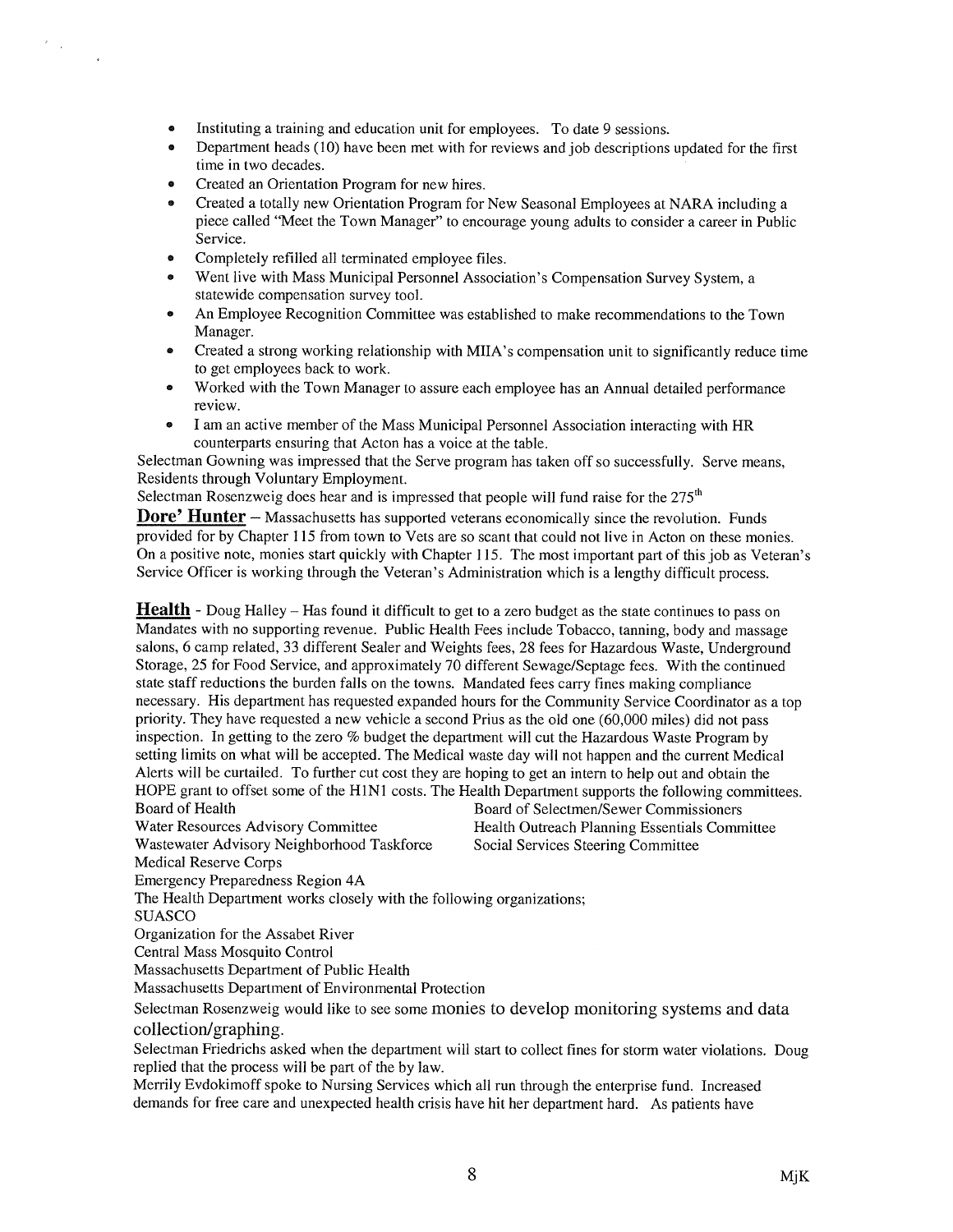- Instituting a training and education unit for employees. To date 9 sessions.
- Department heads (10) have been met with for reviews and job descriptions updated for the first time in two decades.
- Created an Orientation Program for new hires.
- Created a totally new Orientation Program for New Seasonal Employees at NARA including a piece called "Meet the Town Manager" to encourage young adults to consider a career in Public Service.
- Completely refilled all terminated employee files.
- Went live with Mass Municipal Personnel Association's Compensation Survey System, a statewide compensation survey tool.
- An Employee Recognition Committee was established to make recommendations to the Town Manager.
- Created a strong working relationship with MIIA's compensation unit to significantly reduce time to get employees back to work.
- Worked with the Town Manager to assure each employee has an Annual detailed performance review.
- I am an active member of the Mass Municipal Personnel Association interacting with HR counterparts ensuring that Acton has a voice at the table.

Selectman Gowning was impressed that the Serve program has taken off so successfully. Serve means, Residents through Voluntary Employment.

Selectman Rosenzweig does hear and is impressed that people will fund raise for the 275th

**Dore' Hunter** – Massachusetts has supported veterans economically since the revolution. Funds provided for by Chapter 115 from town to Vets are so scant that could not live in Acton on these monies. On a positive note, monies start quickly with Chapter 115. The most important part of this job as Veteran's Service Officer is working through the Veteran's Administration which is a lengthy difficult process.

**Health** - Doug Halley – Has found it difficult to get to a zero budget as the state continues to pass on Mandates with no supporting revenue. Public Health Fees include Tobacco, tanning, body and massage salons, 6 camp related, 33 different Sealer and Weights fees, 28 fees for Hazardous Waste, Underground Storage, 25 for Food Service, and approximately 70 different Sewage/Septage fees. With the continued state staff reductions the burden falls on the towns. Mandated fees carry fines making compliance necessary. His department has requested expanded hours for the Community Service Coordinator as a top priority. They have requested a new vehicle a second Prius as the old one (60,000 miles) did not pass inspection. In getting to the zero % budget the department will cut the Hazardous Waste Program by setting limits on what will be accepted. The Medical waste day will not happen and the current Medical Alerts will be curtailed. To further cut cost they are hoping to get an intern to help out and obtain the HOPE grant to offset some of the H1N1 costs. The Health Department supports the following committees.

Board of Health
Board of Selectmen/Sewer Commissioners
Water Resources Advisory Committee
Health Outreach Planning Essentials Committee
Wastewater Advisory Neighborhood Taskforce
Social Services Steering Committee
Medical Reserve Corps
Emergency Preparedness Region 4A

The Health Department works closely with the following organizations;

SUASCO
Organization for the Assabet River
Central Mass Mosquito Control
Massachusetts Department of Public Health
Massachusetts Department of Environmental Protection

Selectman Rosenzweig would like to see some monies to develop monitoring systems and data collection/graphing.

Selectman Friedrichs asked when the department will start to collect fines for storm water violations. Doug replied that the process will be part of the by law.

Merrily Evdokimoff spoke to Nursing Services which all run through the enterprise fund. Increased demands for free care and unexpected health crisis have hit her department hard. As patients have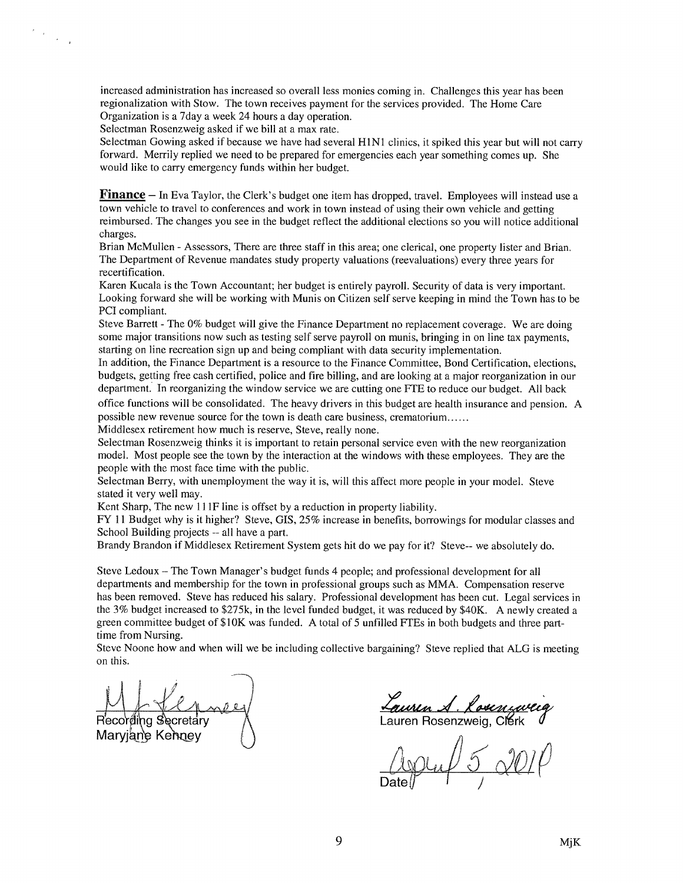increased administration has increased so overall less monies coming in. Challenges this year has been regionalization with Stow. The town receives payment for the services provided. The Home Care Organization is a 7day a week 24 hours a day operation.

Selectman Rosenzweig asked if we bill at a max rate.

Selectman Gowing asked if because we have had several H1N1 clinics, it spiked this year but will not carry forward. Merrily replied we need to be prepared for emergencies each year something comes up. She would like to carry emergency funds within her budget.

**Finance** – In Eva Taylor, the Clerk's budget one item has dropped, travel. Employees will instead use a town vehicle to travel to conferences and work in town instead of using their own vehicle and getting reimbursed. The changes you see in the budget reflect the additional elections so you will notice additional charges.

Brian McMullen - Assessors, There are three staff in this area; one clerical, one property lister and Brian. The Department of Revenue mandates study property valuations (reevaluations) every three years for recertification.

Karen Kucala is the Town Accountant; her budget is entirely payroll. Security of data is very important. Looking forward she will be working with Munis on Citizen self serve keeping in mind the Town has to be PCI compliant.

Steve Barrett - The 0% budget will give the Finance Department no replacement coverage. We are doing some major transitions now such as testing self serve payroll on munis, bringing in on line tax payments, starting on line recreation sign up and being compliant with data security implementation.

In addition, the Finance Department is a resource to the Finance Committee, Bond Certification, elections, budgets, getting free cash certified, police and fire billing, and are looking at a major reorganization in our department. In reorganizing the window service we are cutting one FTE to reduce our budget. All back office functions will be consolidated. The heavy drivers in this budget are health insurance and pension. A possible new revenue source for the town is death care business, crematorium……

Middlesex retirement how much is reserve, Steve, really none.

Selectman Rosenzweig thinks it is important to retain personal service even with the new reorganization model. Most people see the town by the interaction at the windows with these employees. They are the people with the most face time with the public.

Selectman Berry, with unemployment the way it is, will this affect more people in your model. Steve stated it very well may.

Kent Sharp, The new 111F line is offset by a reduction in property liability.

FY 11 Budget why is it higher? Steve, GIS, 25% increase in benefits, borrowings for modular classes and School Building projects -- all have a part.

Brandy Brandon if Middlesex Retirement System gets hit do we pay for it? Steve-- we absolutely do.

Steve Ledoux – The Town Manager's budget funds 4 people; and professional development for all departments and membership for the town in professional groups such as MMA. Compensation reserve has been removed. Steve has reduced his salary. Professional development has been cut. Legal services in the 3% budget increased to $275k, in the level funded budget, it was reduced by $40K. A newly created a green committee budget of $10K was funded. A total of 5 unfilled FTEs in both budgets and three part-time from Nursing.

Steve Noone how and when will we be including collective bargaining? Steve replied that ALG is meeting on this.

Recording Secretary
Maryjane Kenney

Lauren Rosenzweig, Clerk

Date: April 5, 2010

MjK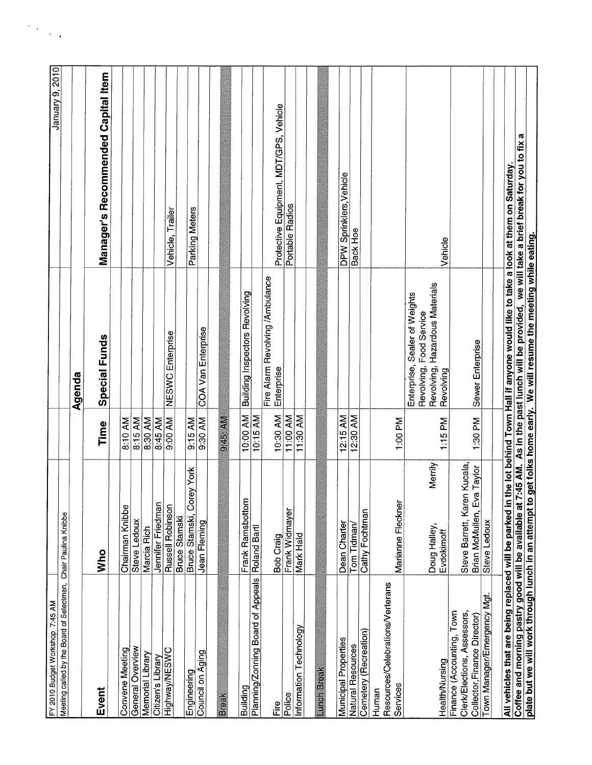FY 2010 Budget Workshop 7:45 AM

Meeting called by the Board of Selectmen, Chair Paulina Knibbe

January 9, 2010

## Agenda

| Event | Who | Time | Special Funds | Manager's Recommended Capital Item |
|---|---|---|---|---|
| Convene Meeting | Chairman Knibbe | 8:10 AM | | |
| General Overview | Steve Ledoux | 8:15 AM | | |
| Memorial Library | Marcia Rich | 8:30 AM | | |
| Citizen's Library | Jennifer Friedman | 8:45 AM | | |
| Highway/NESWC | Russell Robinson | 9:00 AM | NESWC Enterprise | Vehicle, Trailer |
| Engineering | Bruce Stamski | | | |
| | Bruce Stamski, Corey York | 9:15 AM | | Parking Meters |
| Council on Aging | Jean Fleming | 9:30 AM | COA Van Enterprise | |
| Break | | 9:45 AM | | |
| Building | Frank Ramsbottom | 10:00 AM | Building Inspectors Revolving | |
| Planning/Zoning Board of Appeals | Roland Bartl | 10:15 AM | | |
| Fire | Bob Craig | 10:30 AM | Fire Alarm Revolving /Ambulance Enterprise | Protective Equipment, MDT/GPS, Vehicle |
| Police | Frank Widmayer | 11:00 AM | | Portable Radios |
| Information Technology | Mark Hald | 11:30 AM | | |
| Lunch Break | | | | |
| Municipal Properties | Dean Charter | 12:15 AM | | DPW Sprinklers,Vehicle |
| Natural Resources | Tom Tidman/ | 12:30 AM | | Back Hoe |
| Cemetery (Recreation) | Cathy Fochtman | | | |
| Human Resources/Celebrations/Verterans Services | Marianne Fleckner | 1:00 PM | | |
| Health/Nursing | Doug Halley, Merrily Evdokimoff | 1:15 PM | Enterprise, Sealer of Weights Revolving, Food Service Revolving, Hazardous Materials Revolving | Vehicle |
| Finance (Accounting, Town Clerk/Elections, Assessors, Collector,Finance Director) | Steve Barrett, Karen Kucala, Brian McMullen, Eva Taylor | 1:30 PM | Sewer Enterprise | |
| Town Manager/Emergency Mgt. | Steve Ledoux | | | |

**All vehicles that are being replaced will be parked in the lot behind Town Hall if anyone would like to take a look at them on Saturday.**

**Coffee and morning pastry good will be available at 7:45 AM. As in the past lunch will be provided, we will take a brief break for you to fix a plate but we will work through lunch in an attempt to get folks home early. We will resume the meeting while eating.**